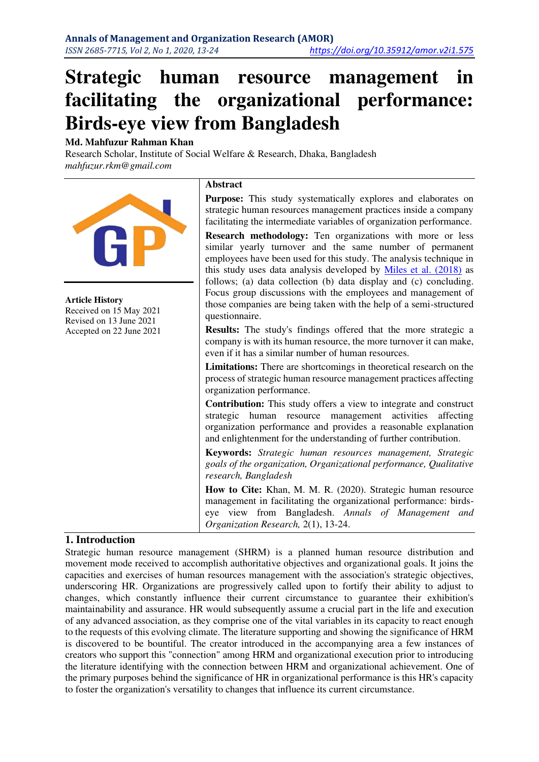# Strategic human resource management in facilitating the organizational performance: Birds-eye view from Bangladesh

**Md. Mahfuzur Rahman Khan**
Research Scholar, Institute of Social Welfare & Research, Dhaka, Bangladesh
*mahfuzur.rkm@gmail.com*

**Article History**
Received on 15 May 2021
Revised on 13 June 2021
Accepted on 22 June 2021

## Abstract

**Purpose:** This study systematically explores and elaborates on strategic human resources management practices inside a company facilitating the intermediate variables of organization performance.

**Research methodology:** Ten organizations with more or less similar yearly turnover and the same number of permanent employees have been used for this study. The analysis technique in this study uses data analysis developed by Miles et al. (2018) as follows; (a) data collection (b) data display and (c) concluding. Focus group discussions with the employees and management of those companies are being taken with the help of a semi-structured questionnaire.

**Results:** The study's findings offered that the more strategic a company is with its human resource, the more turnover it can make, even if it has a similar number of human resources.

**Limitations:** There are shortcomings in theoretical research on the process of strategic human resource management practices affecting organization performance.

**Contribution:** This study offers a view to integrate and construct strategic human resource management activities affecting organization performance and provides a reasonable explanation and enlightenment for the understanding of further contribution.

**Keywords:** *Strategic human resources management, Strategic goals of the organization, Organizational performance, Qualitative research, Bangladesh*

**How to Cite:** Khan, M. M. R. (2020). Strategic human resource management in facilitating the organizational performance: birds-eye view from Bangladesh. *Annals of Management and Organization Research,* 2(1), 13-24.

## 1. Introduction

Strategic human resource management (SHRM) is a planned human resource distribution and movement mode received to accomplish authoritative objectives and organizational goals. It joins the capacities and exercises of human resources management with the association's strategic objectives, underscoring HR. Organizations are progressively called upon to fortify their ability to adjust to changes, which constantly influence their current circumstance to guarantee their exhibition's maintainability and assurance. HR would subsequently assume a crucial part in the life and execution of any advanced association, as they comprise one of the vital variables in its capacity to react enough to the requests of this evolving climate. The literature supporting and showing the significance of HRM is discovered to be bountiful. The creator introduced in the accompanying area a few instances of creators who support this "connection" among HRM and organizational execution prior to introducing the literature identifying with the connection between HRM and organizational achievement. One of the primary purposes behind the significance of HR in organizational performance is this HR's capacity to foster the organization's versatility to changes that influence its current circumstance.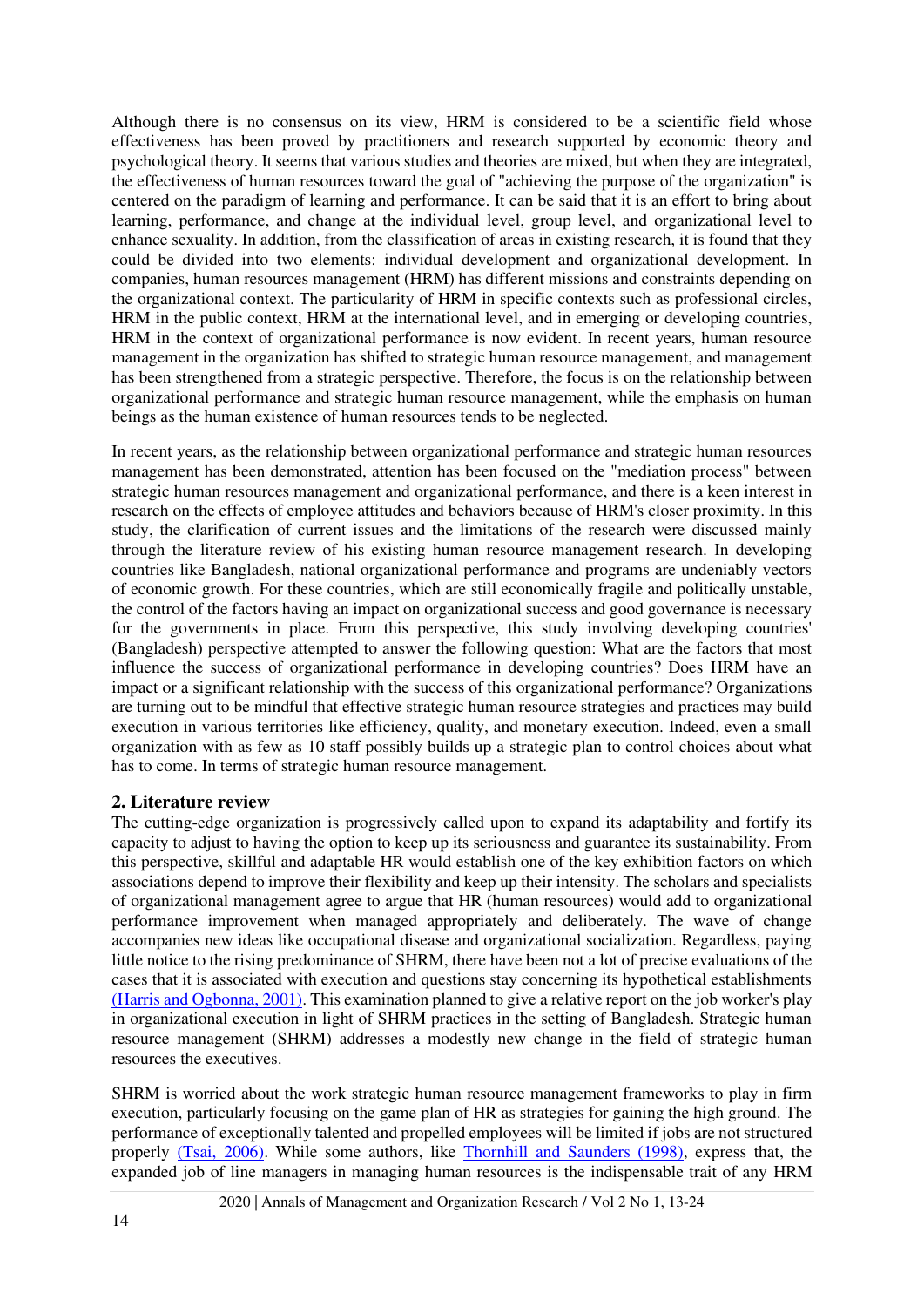Although there is no consensus on its view, HRM is considered to be a scientific field whose effectiveness has been proved by practitioners and research supported by economic theory and psychological theory. It seems that various studies and theories are mixed, but when they are integrated, the effectiveness of human resources toward the goal of "achieving the purpose of the organization" is centered on the paradigm of learning and performance. It can be said that it is an effort to bring about learning, performance, and change at the individual level, group level, and organizational level to enhance sexuality. In addition, from the classification of areas in existing research, it is found that they could be divided into two elements: individual development and organizational development. In companies, human resources management (HRM) has different missions and constraints depending on the organizational context. The particularity of HRM in specific contexts such as professional circles, HRM in the public context, HRM at the international level, and in emerging or developing countries, HRM in the context of organizational performance is now evident. In recent years, human resource management in the organization has shifted to strategic human resource management, and management has been strengthened from a strategic perspective. Therefore, the focus is on the relationship between organizational performance and strategic human resource management, while the emphasis on human beings as the human existence of human resources tends to be neglected.

In recent years, as the relationship between organizational performance and strategic human resources management has been demonstrated, attention has been focused on the "mediation process" between strategic human resources management and organizational performance, and there is a keen interest in research on the effects of employee attitudes and behaviors because of HRM's closer proximity. In this study, the clarification of current issues and the limitations of the research were discussed mainly through the literature review of his existing human resource management research. In developing countries like Bangladesh, national organizational performance and programs are undeniably vectors of economic growth. For these countries, which are still economically fragile and politically unstable, the control of the factors having an impact on organizational success and good governance is necessary for the governments in place. From this perspective, this study involving developing countries' (Bangladesh) perspective attempted to answer the following question: What are the factors that most influence the success of organizational performance in developing countries? Does HRM have an impact or a significant relationship with the success of this organizational performance? Organizations are turning out to be mindful that effective strategic human resource strategies and practices may build execution in various territories like efficiency, quality, and monetary execution. Indeed, even a small organization with as few as 10 staff possibly builds up a strategic plan to control choices about what has to come. In terms of strategic human resource management.

## 2. Literature review

The cutting-edge organization is progressively called upon to expand its adaptability and fortify its capacity to adjust to having the option to keep up its seriousness and guarantee its sustainability. From this perspective, skillful and adaptable HR would establish one of the key exhibition factors on which associations depend to improve their flexibility and keep up their intensity. The scholars and specialists of organizational management agree to argue that HR (human resources) would add to organizational performance improvement when managed appropriately and deliberately. The wave of change accompanies new ideas like occupational disease and organizational socialization. Regardless, paying little notice to the rising predominance of SHRM, there have been not a lot of precise evaluations of the cases that it is associated with execution and questions stay concerning its hypothetical establishments (Harris and Ogbonna, 2001). This examination planned to give a relative report on the job worker's play in organizational execution in light of SHRM practices in the setting of Bangladesh. Strategic human resource management (SHRM) addresses a modestly new change in the field of strategic human resources the executives.

SHRM is worried about the work strategic human resource management frameworks to play in firm execution, particularly focusing on the game plan of HR as strategies for gaining the high ground. The performance of exceptionally talented and propelled employees will be limited if jobs are not structured properly (Tsai, 2006). While some authors, like Thornhill and Saunders (1998), express that, the expanded job of line managers in managing human resources is the indispensable trait of any HRM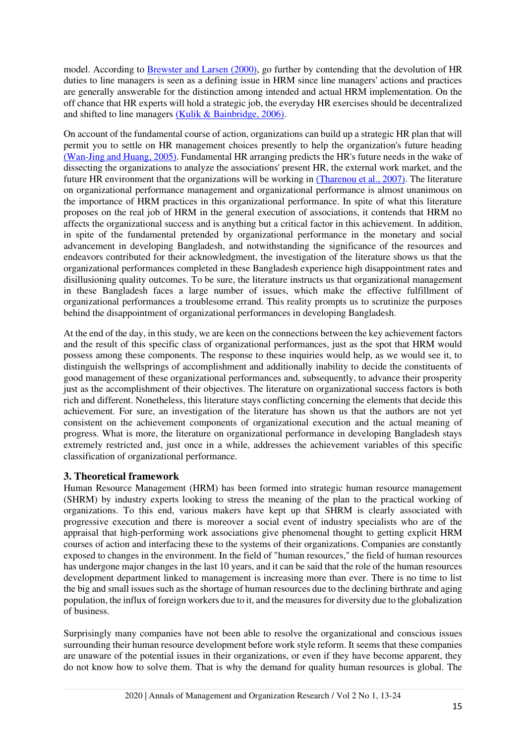model. According to Brewster and Larsen (2000), go further by contending that the devolution of HR duties to line managers is seen as a defining issue in HRM since line managers' actions and practices are generally answerable for the distinction among intended and actual HRM implementation. On the off chance that HR experts will hold a strategic job, the everyday HR exercises should be decentralized and shifted to line managers (Kulik & Bainbridge, 2006).

On account of the fundamental course of action, organizations can build up a strategic HR plan that will permit you to settle on HR management choices presently to help the organization's future heading (Wan-Jing and Huang, 2005). Fundamental HR arranging predicts the HR's future needs in the wake of dissecting the organizations to analyze the associations' present HR, the external work market, and the future HR environment that the organizations will be working in (Tharenou et al., 2007). The literature on organizational performance management and organizational performance is almost unanimous on the importance of HRM practices in this organizational performance. In spite of what this literature proposes on the real job of HRM in the general execution of associations, it contends that HRM no affects the organizational success and is anything but a critical factor in this achievement. In addition, in spite of the fundamental pretended by organizational performance in the monetary and social advancement in developing Bangladesh, and notwithstanding the significance of the resources and endeavors contributed for their acknowledgment, the investigation of the literature shows us that the organizational performances completed in these Bangladesh experience high disappointment rates and disillusioning quality outcomes. To be sure, the literature instructs us that organizational management in these Bangladesh faces a large number of issues, which make the effective fulfillment of organizational performances a troublesome errand. This reality prompts us to scrutinize the purposes behind the disappointment of organizational performances in developing Bangladesh.

At the end of the day, in this study, we are keen on the connections between the key achievement factors and the result of this specific class of organizational performances, just as the spot that HRM would possess among these components. The response to these inquiries would help, as we would see it, to distinguish the wellsprings of accomplishment and additionally inability to decide the constituents of good management of these organizational performances and, subsequently, to advance their prosperity just as the accomplishment of their objectives. The literature on organizational success factors is both rich and different. Nonetheless, this literature stays conflicting concerning the elements that decide this achievement. For sure, an investigation of the literature has shown us that the authors are not yet consistent on the achievement components of organizational execution and the actual meaning of progress. What is more, the literature on organizational performance in developing Bangladesh stays extremely restricted and, just once in a while, addresses the achievement variables of this specific classification of organizational performance.

## 3. Theoretical framework

Human Resource Management (HRM) has been formed into strategic human resource management (SHRM) by industry experts looking to stress the meaning of the plan to the practical working of organizations. To this end, various makers have kept up that SHRM is clearly associated with progressive execution and there is moreover a social event of industry specialists who are of the appraisal that high-performing work associations give phenomenal thought to getting explicit HRM courses of action and interfacing these to the systems of their organizations. Companies are constantly exposed to changes in the environment. In the field of "human resources," the field of human resources has undergone major changes in the last 10 years, and it can be said that the role of the human resources development department linked to management is increasing more than ever. There is no time to list the big and small issues such as the shortage of human resources due to the declining birthrate and aging population, the influx of foreign workers due to it, and the measures for diversity due to the globalization of business.

Surprisingly many companies have not been able to resolve the organizational and conscious issues surrounding their human resource development before work style reform. It seems that these companies are unaware of the potential issues in their organizations, or even if they have become apparent, they do not know how to solve them. That is why the demand for quality human resources is global. The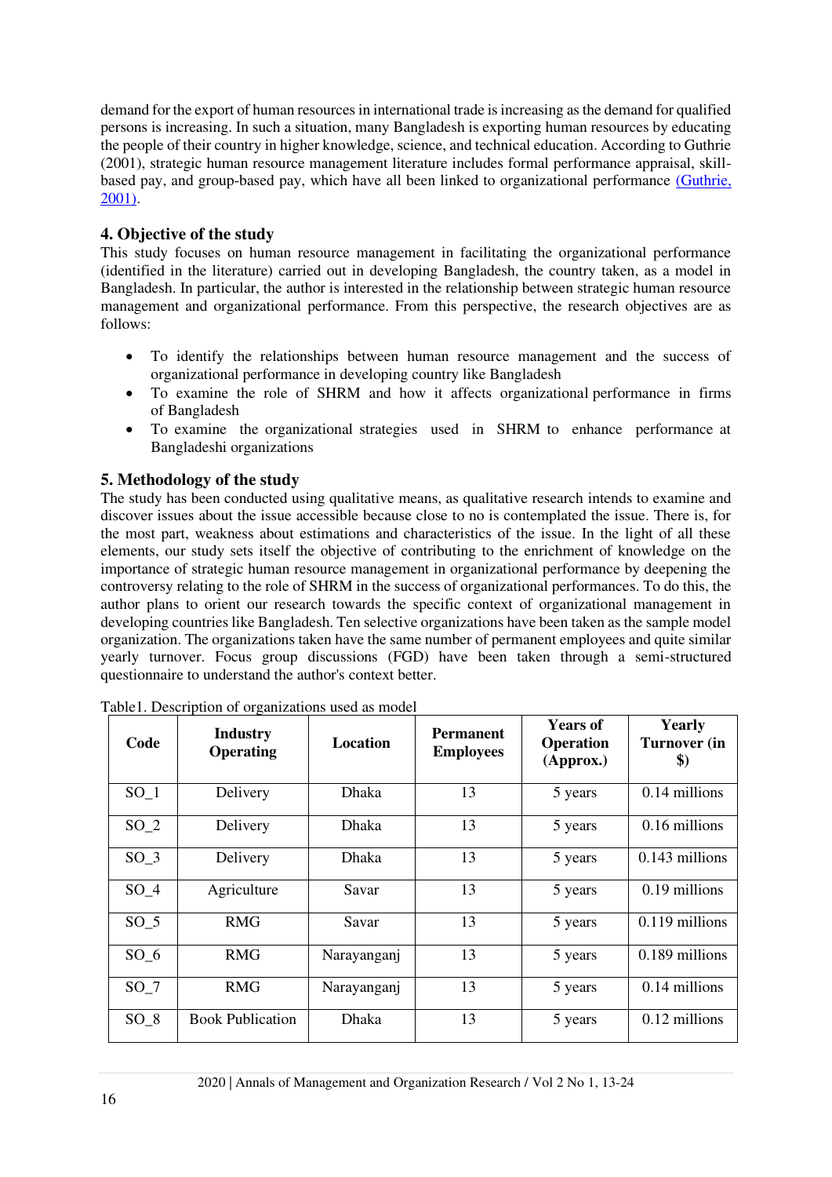demand for the export of human resources in international trade is increasing as the demand for qualified persons is increasing. In such a situation, many Bangladesh is exporting human resources by educating the people of their country in higher knowledge, science, and technical education. According to Guthrie (2001), strategic human resource management literature includes formal performance appraisal, skill-based pay, and group-based pay, which have all been linked to organizational performance (Guthrie, 2001).

## 4. Objective of the study

This study focuses on human resource management in facilitating the organizational performance (identified in the literature) carried out in developing Bangladesh, the country taken, as a model in Bangladesh. In particular, the author is interested in the relationship between strategic human resource management and organizational performance. From this perspective, the research objectives are as follows:

- To identify the relationships between human resource management and the success of organizational performance in developing country like Bangladesh
- To examine the role of SHRM and how it affects organizational performance in firms of Bangladesh
- To examine the organizational strategies used in SHRM to enhance performance at Bangladeshi organizations

## 5. Methodology of the study

The study has been conducted using qualitative means, as qualitative research intends to examine and discover issues about the issue accessible because close to no is contemplated the issue. There is, for the most part, weakness about estimations and characteristics of the issue. In the light of all these elements, our study sets itself the objective of contributing to the enrichment of knowledge on the importance of strategic human resource management in organizational performance by deepening the controversy relating to the role of SHRM in the success of organizational performances. To do this, the author plans to orient our research towards the specific context of organizational management in developing countries like Bangladesh. Ten selective organizations have been taken as the sample model organization. The organizations taken have the same number of permanent employees and quite similar yearly turnover. Focus group discussions (FGD) have been taken through a semi-structured questionnaire to understand the author's context better.

Table1. Description of organizations used as model

| Code | Industry Operating | Location | Permanent Employees | Years of Operation (Approx.) | Yearly Turnover (in $) |
|---|---|---|---|---|---|
| SO_1 | Delivery | Dhaka | 13 | 5 years | 0.14 millions |
| SO_2 | Delivery | Dhaka | 13 | 5 years | 0.16 millions |
| SO_3 | Delivery | Dhaka | 13 | 5 years | 0.143 millions |
| SO_4 | Agriculture | Savar | 13 | 5 years | 0.19 millions |
| SO_5 | RMG | Savar | 13 | 5 years | 0.119 millions |
| SO_6 | RMG | Narayanganj | 13 | 5 years | 0.189 millions |
| SO_7 | RMG | Narayanganj | 13 | 5 years | 0.14 millions |
| SO_8 | Book Publication | Dhaka | 13 | 5 years | 0.12 millions |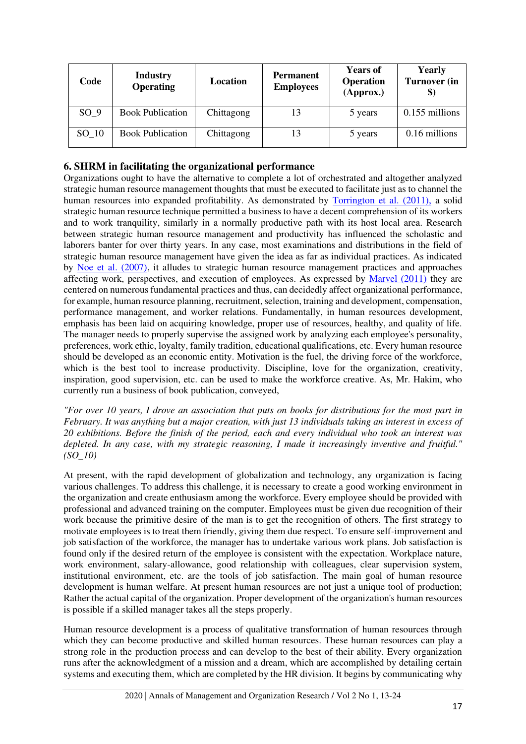| Code | Industry Operating | Location | Permanent Employees | Years of Operation (Approx.) | Yearly Turnover (in $) |
|---|---|---|---|---|---|
| SO_9 | Book Publication | Chittagong | 13 | 5 years | 0.155 millions |
| SO_10 | Book Publication | Chittagong | 13 | 5 years | 0.16 millions |

## 6. SHRM in facilitating the organizational performance

Organizations ought to have the alternative to complete a lot of orchestrated and altogether analyzed strategic human resource management thoughts that must be executed to facilitate just as to channel the human resources into expanded profitability. As demonstrated by Torrington et al. (2011), a solid strategic human resource technique permitted a business to have a decent comprehension of its workers and to work tranquility, similarly in a normally productive path with its host local area. Research between strategic human resource management and productivity has influenced the scholastic and laborers banter for over thirty years. In any case, most examinations and distributions in the field of strategic human resource management have given the idea as far as individual practices. As indicated by Noe et al. (2007), it alludes to strategic human resource management practices and approaches affecting work, perspectives, and execution of employees. As expressed by Marvel (2011) they are centered on numerous fundamental practices and thus, can decidedly affect organizational performance, for example, human resource planning, recruitment, selection, training and development, compensation, performance management, and worker relations. Fundamentally, in human resources development, emphasis has been laid on acquiring knowledge, proper use of resources, healthy, and quality of life. The manager needs to properly supervise the assigned work by analyzing each employee's personality, preferences, work ethic, loyalty, family tradition, educational qualifications, etc. Every human resource should be developed as an economic entity. Motivation is the fuel, the driving force of the workforce, which is the best tool to increase productivity. Discipline, love for the organization, creativity, inspiration, good supervision, etc. can be used to make the workforce creative. As, Mr. Hakim, who currently run a business of book publication, conveyed,

*"For over 10 years, I drove an association that puts on books for distributions for the most part in February. It was anything but a major creation, with just 13 individuals taking an interest in excess of 20 exhibitions. Before the finish of the period, each and every individual who took an interest was depleted. In any case, with my strategic reasoning, I made it increasingly inventive and fruitful." (SO_10)*

At present, with the rapid development of globalization and technology, any organization is facing various challenges. To address this challenge, it is necessary to create a good working environment in the organization and create enthusiasm among the workforce. Every employee should be provided with professional and advanced training on the computer. Employees must be given due recognition of their work because the primitive desire of the man is to get the recognition of others. The first strategy to motivate employees is to treat them friendly, giving them due respect. To ensure self-improvement and job satisfaction of the workforce, the manager has to undertake various work plans. Job satisfaction is found only if the desired return of the employee is consistent with the expectation. Workplace nature, work environment, salary-allowance, good relationship with colleagues, clear supervision system, institutional environment, etc. are the tools of job satisfaction. The main goal of human resource development is human welfare. At present human resources are not just a unique tool of production; Rather the actual capital of the organization. Proper development of the organization's human resources is possible if a skilled manager takes all the steps properly.

Human resource development is a process of qualitative transformation of human resources through which they can become productive and skilled human resources. These human resources can play a strong role in the production process and can develop to the best of their ability. Every organization runs after the acknowledgment of a mission and a dream, which are accomplished by detailing certain systems and executing them, which are completed by the HR division. It begins by communicating why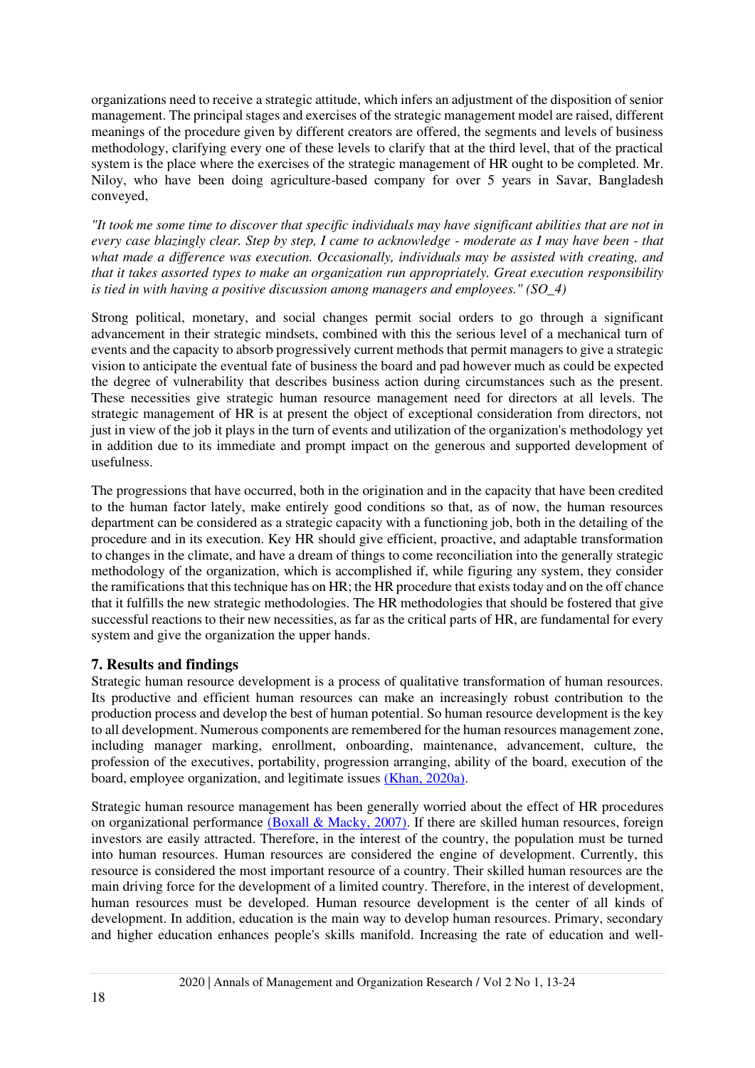organizations need to receive a strategic attitude, which infers an adjustment of the disposition of senior management. The principal stages and exercises of the strategic management model are raised, different meanings of the procedure given by different creators are offered, the segments and levels of business methodology, clarifying every one of these levels to clarify that at the third level, that of the practical system is the place where the exercises of the strategic management of HR ought to be completed. Mr. Niloy, who have been doing agriculture-based company for over 5 years in Savar, Bangladesh conveyed,

*"It took me some time to discover that specific individuals may have significant abilities that are not in every case blazingly clear. Step by step, I came to acknowledge - moderate as I may have been - that what made a difference was execution. Occasionally, individuals may be assisted with creating, and that it takes assorted types to make an organization run appropriately. Great execution responsibility is tied in with having a positive discussion among managers and employees." (SO_4)*

Strong political, monetary, and social changes permit social orders to go through a significant advancement in their strategic mindsets, combined with this the serious level of a mechanical turn of events and the capacity to absorb progressively current methods that permit managers to give a strategic vision to anticipate the eventual fate of business the board and pad however much as could be expected the degree of vulnerability that describes business action during circumstances such as the present. These necessities give strategic human resource management need for directors at all levels. The strategic management of HR is at present the object of exceptional consideration from directors, not just in view of the job it plays in the turn of events and utilization of the organization's methodology yet in addition due to its immediate and prompt impact on the generous and supported development of usefulness.

The progressions that have occurred, both in the origination and in the capacity that have been credited to the human factor lately, make entirely good conditions so that, as of now, the human resources department can be considered as a strategic capacity with a functioning job, both in the detailing of the procedure and in its execution. Key HR should give efficient, proactive, and adaptable transformation to changes in the climate, and have a dream of things to come reconciliation into the generally strategic methodology of the organization, which is accomplished if, while figuring any system, they consider the ramifications that this technique has on HR; the HR procedure that exists today and on the off chance that it fulfills the new strategic methodologies. The HR methodologies that should be fostered that give successful reactions to their new necessities, as far as the critical parts of HR, are fundamental for every system and give the organization the upper hands.

## 7. Results and findings

Strategic human resource development is a process of qualitative transformation of human resources. Its productive and efficient human resources can make an increasingly robust contribution to the production process and develop the best of human potential. So human resource development is the key to all development. Numerous components are remembered for the human resources management zone, including manager marking, enrollment, onboarding, maintenance, advancement, culture, the profession of the executives, portability, progression arranging, ability of the board, execution of the board, employee organization, and legitimate issues (Khan, 2020a).

Strategic human resource management has been generally worried about the effect of HR procedures on organizational performance (Boxall & Macky, 2007). If there are skilled human resources, foreign investors are easily attracted. Therefore, in the interest of the country, the population must be turned into human resources. Human resources are considered the engine of development. Currently, this resource is considered the most important resource of a country. Their skilled human resources are the main driving force for the development of a limited country. Therefore, in the interest of development, human resources must be developed. Human resource development is the center of all kinds of development. In addition, education is the main way to develop human resources. Primary, secondary and higher education enhances people's skills manifold. Increasing the rate of education and well-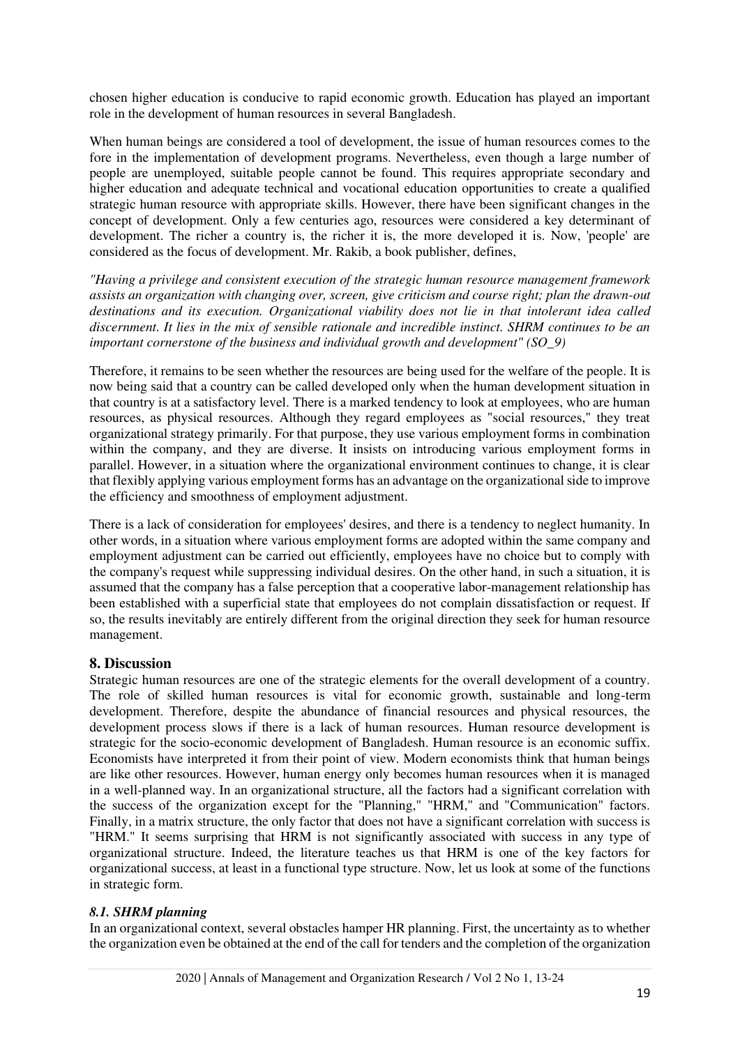chosen higher education is conducive to rapid economic growth. Education has played an important role in the development of human resources in several Bangladesh.

When human beings are considered a tool of development, the issue of human resources comes to the fore in the implementation of development programs. Nevertheless, even though a large number of people are unemployed, suitable people cannot be found. This requires appropriate secondary and higher education and adequate technical and vocational education opportunities to create a qualified strategic human resource with appropriate skills. However, there have been significant changes in the concept of development. Only a few centuries ago, resources were considered a key determinant of development. The richer a country is, the richer it is, the more developed it is. Now, 'people' are considered as the focus of development. Mr. Rakib, a book publisher, defines,

*"Having a privilege and consistent execution of the strategic human resource management framework assists an organization with changing over, screen, give criticism and course right; plan the drawn-out destinations and its execution. Organizational viability does not lie in that intolerant idea called discernment. It lies in the mix of sensible rationale and incredible instinct. SHRM continues to be an important cornerstone of the business and individual growth and development" (SO_9)*

Therefore, it remains to be seen whether the resources are being used for the welfare of the people. It is now being said that a country can be called developed only when the human development situation in that country is at a satisfactory level. There is a marked tendency to look at employees, who are human resources, as physical resources. Although they regard employees as "social resources," they treat organizational strategy primarily. For that purpose, they use various employment forms in combination within the company, and they are diverse. It insists on introducing various employment forms in parallel. However, in a situation where the organizational environment continues to change, it is clear that flexibly applying various employment forms has an advantage on the organizational side to improve the efficiency and smoothness of employment adjustment.

There is a lack of consideration for employees' desires, and there is a tendency to neglect humanity. In other words, in a situation where various employment forms are adopted within the same company and employment adjustment can be carried out efficiently, employees have no choice but to comply with the company's request while suppressing individual desires. On the other hand, in such a situation, it is assumed that the company has a false perception that a cooperative labor-management relationship has been established with a superficial state that employees do not complain dissatisfaction or request. If so, the results inevitably are entirely different from the original direction they seek for human resource management.

## 8. Discussion

Strategic human resources are one of the strategic elements for the overall development of a country. The role of skilled human resources is vital for economic growth, sustainable and long-term development. Therefore, despite the abundance of financial resources and physical resources, the development process slows if there is a lack of human resources. Human resource development is strategic for the socio-economic development of Bangladesh. Human resource is an economic suffix. Economists have interpreted it from their point of view. Modern economists think that human beings are like other resources. However, human energy only becomes human resources when it is managed in a well-planned way. In an organizational structure, all the factors had a significant correlation with the success of the organization except for the "Planning," "HRM," and "Communication" factors. Finally, in a matrix structure, the only factor that does not have a significant correlation with success is "HRM." It seems surprising that HRM is not significantly associated with success in any type of organizational structure. Indeed, the literature teaches us that HRM is one of the key factors for organizational success, at least in a functional type structure. Now, let us look at some of the functions in strategic form.

### *8.1. SHRM planning*

In an organizational context, several obstacles hamper HR planning. First, the uncertainty as to whether the organization even be obtained at the end of the call for tenders and the completion of the organization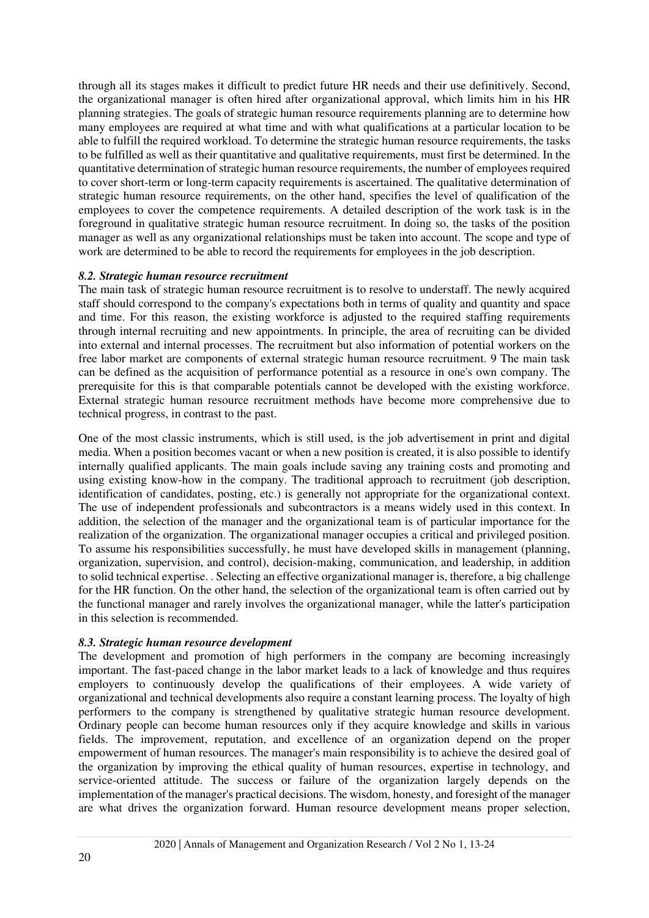through all its stages makes it difficult to predict future HR needs and their use definitively. Second, the organizational manager is often hired after organizational approval, which limits him in his HR planning strategies. The goals of strategic human resource requirements planning are to determine how many employees are required at what time and with what qualifications at a particular location to be able to fulfill the required workload. To determine the strategic human resource requirements, the tasks to be fulfilled as well as their quantitative and qualitative requirements, must first be determined. In the quantitative determination of strategic human resource requirements, the number of employees required to cover short-term or long-term capacity requirements is ascertained. The qualitative determination of strategic human resource requirements, on the other hand, specifies the level of qualification of the employees to cover the competence requirements. A detailed description of the work task is in the foreground in qualitative strategic human resource recruitment. In doing so, the tasks of the position manager as well as any organizational relationships must be taken into account. The scope and type of work are determined to be able to record the requirements for employees in the job description.

### *8.2. Strategic human resource recruitment*

The main task of strategic human resource recruitment is to resolve to understaff. The newly acquired staff should correspond to the company's expectations both in terms of quality and quantity and space and time. For this reason, the existing workforce is adjusted to the required staffing requirements through internal recruiting and new appointments. In principle, the area of recruiting can be divided into external and internal processes. The recruitment but also information of potential workers on the free labor market are components of external strategic human resource recruitment. 9 The main task can be defined as the acquisition of performance potential as a resource in one's own company. The prerequisite for this is that comparable potentials cannot be developed with the existing workforce. External strategic human resource recruitment methods have become more comprehensive due to technical progress, in contrast to the past.

One of the most classic instruments, which is still used, is the job advertisement in print and digital media. When a position becomes vacant or when a new position is created, it is also possible to identify internally qualified applicants. The main goals include saving any training costs and promoting and using existing know-how in the company. The traditional approach to recruitment (job description, identification of candidates, posting, etc.) is generally not appropriate for the organizational context. The use of independent professionals and subcontractors is a means widely used in this context. In addition, the selection of the manager and the organizational team is of particular importance for the realization of the organization. The organizational manager occupies a critical and privileged position. To assume his responsibilities successfully, he must have developed skills in management (planning, organization, supervision, and control), decision-making, communication, and leadership, in addition to solid technical expertise. . Selecting an effective organizational manager is, therefore, a big challenge for the HR function. On the other hand, the selection of the organizational team is often carried out by the functional manager and rarely involves the organizational manager, while the latter's participation in this selection is recommended.

### *8.3. Strategic human resource development*

The development and promotion of high performers in the company are becoming increasingly important. The fast-paced change in the labor market leads to a lack of knowledge and thus requires employers to continuously develop the qualifications of their employees. A wide variety of organizational and technical developments also require a constant learning process. The loyalty of high performers to the company is strengthened by qualitative strategic human resource development. Ordinary people can become human resources only if they acquire knowledge and skills in various fields. The improvement, reputation, and excellence of an organization depend on the proper empowerment of human resources. The manager's main responsibility is to achieve the desired goal of the organization by improving the ethical quality of human resources, expertise in technology, and service-oriented attitude. The success or failure of the organization largely depends on the implementation of the manager's practical decisions. The wisdom, honesty, and foresight of the manager are what drives the organization forward. Human resource development means proper selection,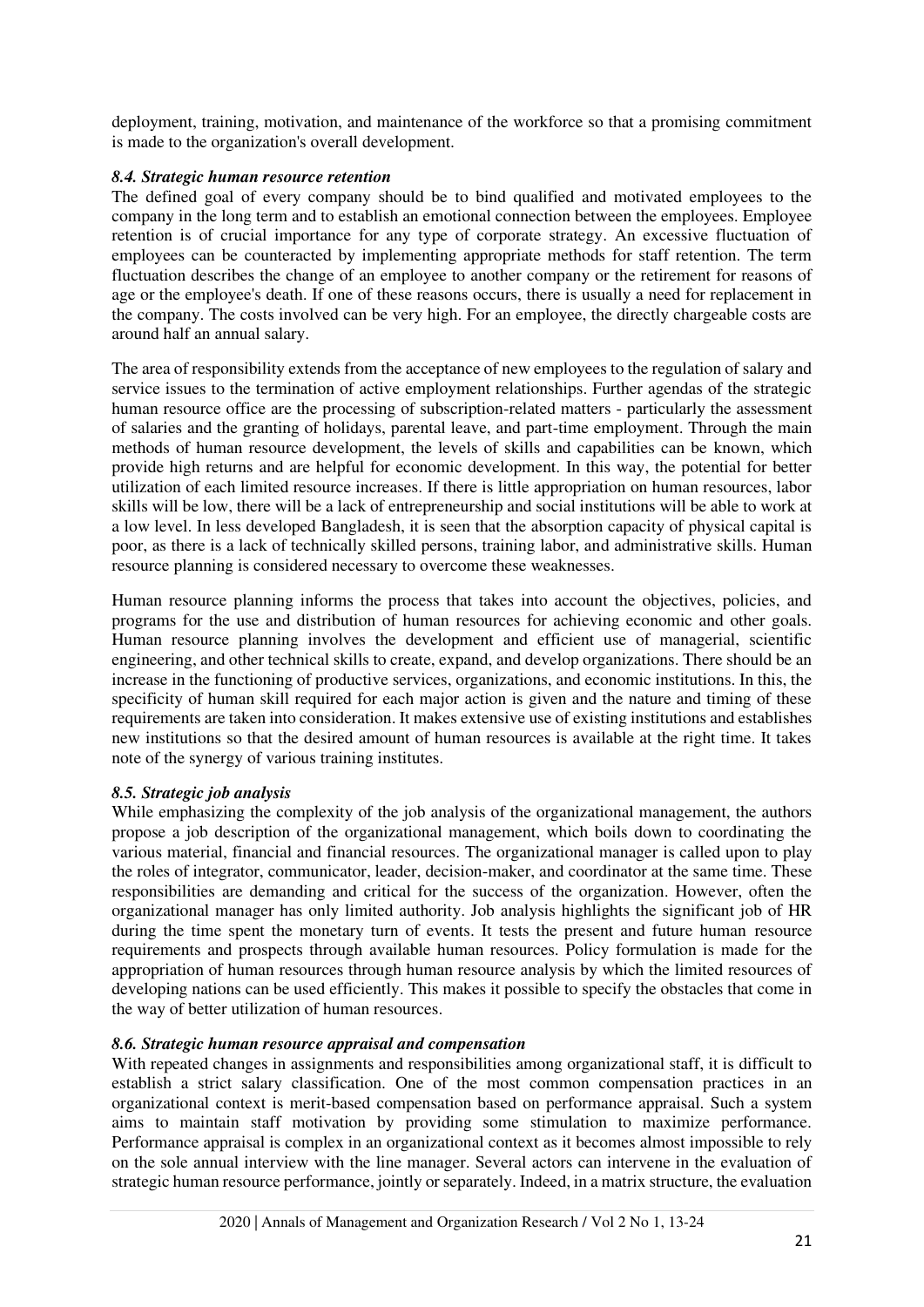deployment, training, motivation, and maintenance of the workforce so that a promising commitment is made to the organization's overall development.

### *8.4. Strategic human resource retention*

The defined goal of every company should be to bind qualified and motivated employees to the company in the long term and to establish an emotional connection between the employees. Employee retention is of crucial importance for any type of corporate strategy. An excessive fluctuation of employees can be counteracted by implementing appropriate methods for staff retention. The term fluctuation describes the change of an employee to another company or the retirement for reasons of age or the employee's death. If one of these reasons occurs, there is usually a need for replacement in the company. The costs involved can be very high. For an employee, the directly chargeable costs are around half an annual salary.

The area of responsibility extends from the acceptance of new employees to the regulation of salary and service issues to the termination of active employment relationships. Further agendas of the strategic human resource office are the processing of subscription-related matters - particularly the assessment of salaries and the granting of holidays, parental leave, and part-time employment. Through the main methods of human resource development, the levels of skills and capabilities can be known, which provide high returns and are helpful for economic development. In this way, the potential for better utilization of each limited resource increases. If there is little appropriation on human resources, labor skills will be low, there will be a lack of entrepreneurship and social institutions will be able to work at a low level. In less developed Bangladesh, it is seen that the absorption capacity of physical capital is poor, as there is a lack of technically skilled persons, training labor, and administrative skills. Human resource planning is considered necessary to overcome these weaknesses.

Human resource planning informs the process that takes into account the objectives, policies, and programs for the use and distribution of human resources for achieving economic and other goals. Human resource planning involves the development and efficient use of managerial, scientific engineering, and other technical skills to create, expand, and develop organizations. There should be an increase in the functioning of productive services, organizations, and economic institutions. In this, the specificity of human skill required for each major action is given and the nature and timing of these requirements are taken into consideration. It makes extensive use of existing institutions and establishes new institutions so that the desired amount of human resources is available at the right time. It takes note of the synergy of various training institutes.

### *8.5. Strategic job analysis*

While emphasizing the complexity of the job analysis of the organizational management, the authors propose a job description of the organizational management, which boils down to coordinating the various material, financial and financial resources. The organizational manager is called upon to play the roles of integrator, communicator, leader, decision-maker, and coordinator at the same time. These responsibilities are demanding and critical for the success of the organization. However, often the organizational manager has only limited authority. Job analysis highlights the significant job of HR during the time spent the monetary turn of events. It tests the present and future human resource requirements and prospects through available human resources. Policy formulation is made for the appropriation of human resources through human resource analysis by which the limited resources of developing nations can be used efficiently. This makes it possible to specify the obstacles that come in the way of better utilization of human resources.

### *8.6. Strategic human resource appraisal and compensation*

With repeated changes in assignments and responsibilities among organizational staff, it is difficult to establish a strict salary classification. One of the most common compensation practices in an organizational context is merit-based compensation based on performance appraisal. Such a system aims to maintain staff motivation by providing some stimulation to maximize performance. Performance appraisal is complex in an organizational context as it becomes almost impossible to rely on the sole annual interview with the line manager. Several actors can intervene in the evaluation of strategic human resource performance, jointly or separately. Indeed, in a matrix structure, the evaluation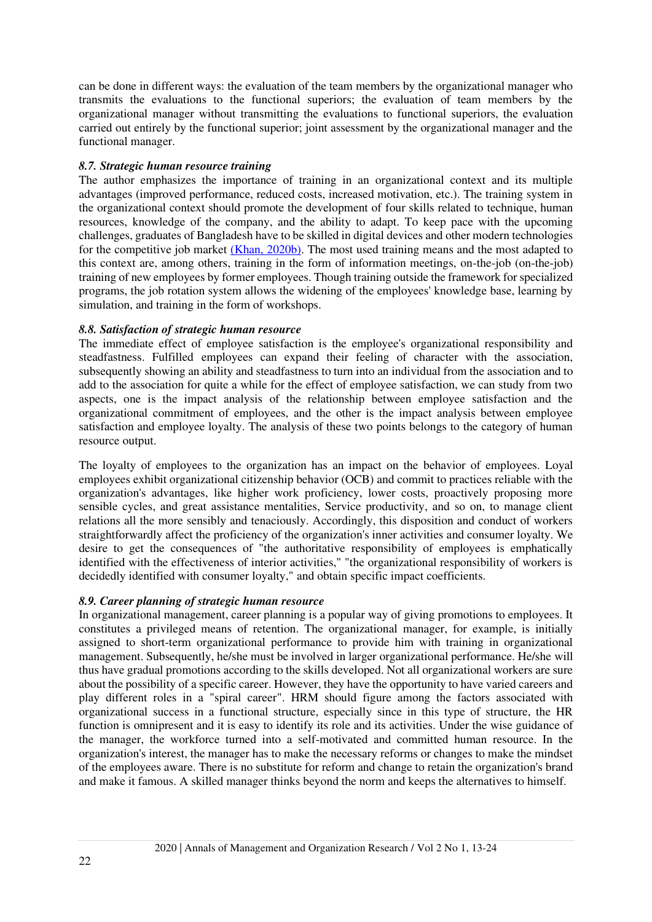can be done in different ways: the evaluation of the team members by the organizational manager who transmits the evaluations to the functional superiors; the evaluation of team members by the organizational manager without transmitting the evaluations to functional superiors, the evaluation carried out entirely by the functional superior; joint assessment by the organizational manager and the functional manager.

### *8.7. Strategic human resource training*

The author emphasizes the importance of training in an organizational context and its multiple advantages (improved performance, reduced costs, increased motivation, etc.). The training system in the organizational context should promote the development of four skills related to technique, human resources, knowledge of the company, and the ability to adapt. To keep pace with the upcoming challenges, graduates of Bangladesh have to be skilled in digital devices and other modern technologies for the competitive job market (Khan, 2020b). The most used training means and the most adapted to this context are, among others, training in the form of information meetings, on-the-job (on-the-job) training of new employees by former employees. Though training outside the framework for specialized programs, the job rotation system allows the widening of the employees' knowledge base, learning by simulation, and training in the form of workshops.

### *8.8. Satisfaction of strategic human resource*

The immediate effect of employee satisfaction is the employee's organizational responsibility and steadfastness. Fulfilled employees can expand their feeling of character with the association, subsequently showing an ability and steadfastness to turn into an individual from the association and to add to the association for quite a while for the effect of employee satisfaction, we can study from two aspects, one is the impact analysis of the relationship between employee satisfaction and the organizational commitment of employees, and the other is the impact analysis between employee satisfaction and employee loyalty. The analysis of these two points belongs to the category of human resource output.

The loyalty of employees to the organization has an impact on the behavior of employees. Loyal employees exhibit organizational citizenship behavior (OCB) and commit to practices reliable with the organization's advantages, like higher work proficiency, lower costs, proactively proposing more sensible cycles, and great assistance mentalities, Service productivity, and so on, to manage client relations all the more sensibly and tenaciously. Accordingly, this disposition and conduct of workers straightforwardly affect the proficiency of the organization's inner activities and consumer loyalty. We desire to get the consequences of "the authoritative responsibility of employees is emphatically identified with the effectiveness of interior activities," "the organizational responsibility of workers is decidedly identified with consumer loyalty," and obtain specific impact coefficients.

### *8.9. Career planning of strategic human resource*

In organizational management, career planning is a popular way of giving promotions to employees. It constitutes a privileged means of retention. The organizational manager, for example, is initially assigned to short-term organizational performance to provide him with training in organizational management. Subsequently, he/she must be involved in larger organizational performance. He/she will thus have gradual promotions according to the skills developed. Not all organizational workers are sure about the possibility of a specific career. However, they have the opportunity to have varied careers and play different roles in a "spiral career". HRM should figure among the factors associated with organizational success in a functional structure, especially since in this type of structure, the HR function is omnipresent and it is easy to identify its role and its activities. Under the wise guidance of the manager, the workforce turned into a self-motivated and committed human resource. In the organization's interest, the manager has to make the necessary reforms or changes to make the mindset of the employees aware. There is no substitute for reform and change to retain the organization's brand and make it famous. A skilled manager thinks beyond the norm and keeps the alternatives to himself.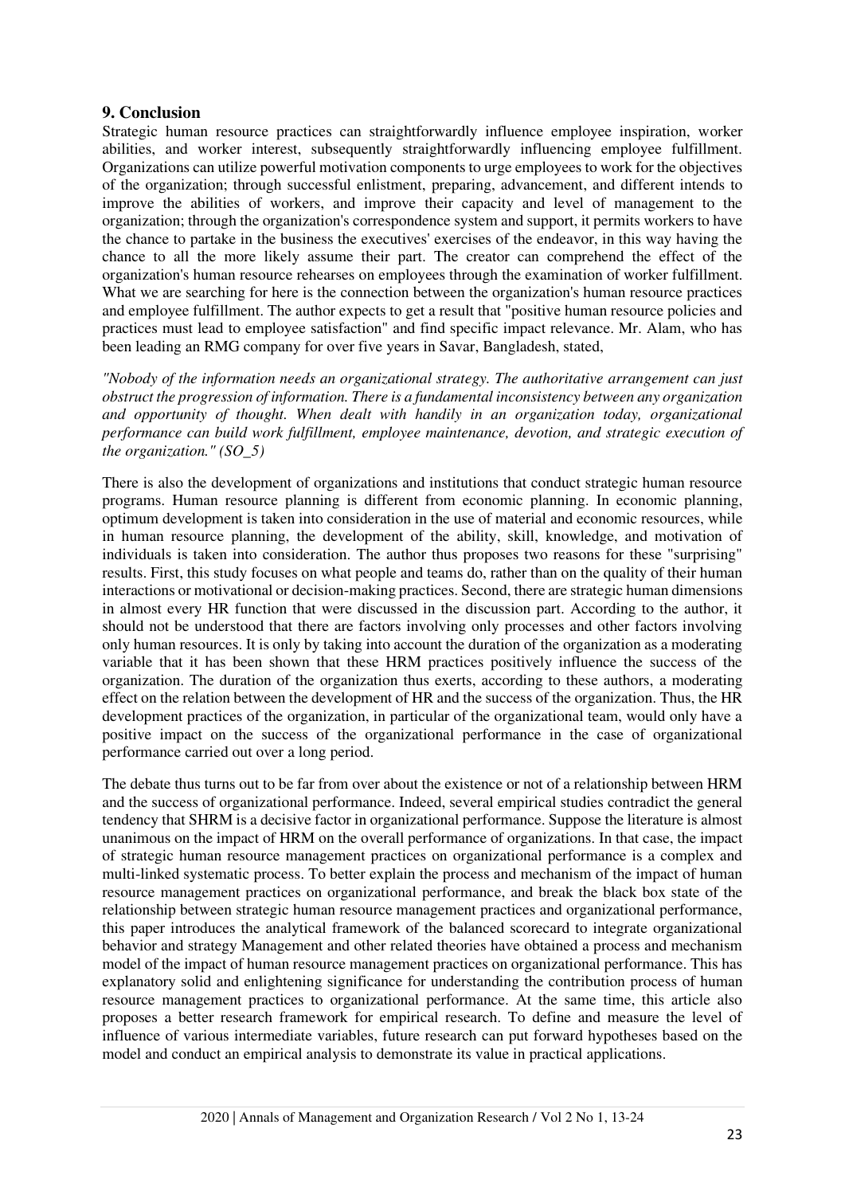## 9. Conclusion

Strategic human resource practices can straightforwardly influence employee inspiration, worker abilities, and worker interest, subsequently straightforwardly influencing employee fulfillment. Organizations can utilize powerful motivation components to urge employees to work for the objectives of the organization; through successful enlistment, preparing, advancement, and different intends to improve the abilities of workers, and improve their capacity and level of management to the organization; through the organization's correspondence system and support, it permits workers to have the chance to partake in the business the executives' exercises of the endeavor, in this way having the chance to all the more likely assume their part. The creator can comprehend the effect of the organization's human resource rehearses on employees through the examination of worker fulfillment. What we are searching for here is the connection between the organization's human resource practices and employee fulfillment. The author expects to get a result that "positive human resource policies and practices must lead to employee satisfaction" and find specific impact relevance. Mr. Alam, who has been leading an RMG company for over five years in Savar, Bangladesh, stated,

*"Nobody of the information needs an organizational strategy. The authoritative arrangement can just obstruct the progression of information. There is a fundamental inconsistency between any organization and opportunity of thought. When dealt with handily in an organization today, organizational performance can build work fulfillment, employee maintenance, devotion, and strategic execution of the organization." (SO_5)*

There is also the development of organizations and institutions that conduct strategic human resource programs. Human resource planning is different from economic planning. In economic planning, optimum development is taken into consideration in the use of material and economic resources, while in human resource planning, the development of the ability, skill, knowledge, and motivation of individuals is taken into consideration. The author thus proposes two reasons for these "surprising" results. First, this study focuses on what people and teams do, rather than on the quality of their human interactions or motivational or decision-making practices. Second, there are strategic human dimensions in almost every HR function that were discussed in the discussion part. According to the author, it should not be understood that there are factors involving only processes and other factors involving only human resources. It is only by taking into account the duration of the organization as a moderating variable that it has been shown that these HRM practices positively influence the success of the organization. The duration of the organization thus exerts, according to these authors, a moderating effect on the relation between the development of HR and the success of the organization. Thus, the HR development practices of the organization, in particular of the organizational team, would only have a positive impact on the success of the organizational performance in the case of organizational performance carried out over a long period.

The debate thus turns out to be far from over about the existence or not of a relationship between HRM and the success of organizational performance. Indeed, several empirical studies contradict the general tendency that SHRM is a decisive factor in organizational performance. Suppose the literature is almost unanimous on the impact of HRM on the overall performance of organizations. In that case, the impact of strategic human resource management practices on organizational performance is a complex and multi-linked systematic process. To better explain the process and mechanism of the impact of human resource management practices on organizational performance, and break the black box state of the relationship between strategic human resource management practices and organizational performance, this paper introduces the analytical framework of the balanced scorecard to integrate organizational behavior and strategy Management and other related theories have obtained a process and mechanism model of the impact of human resource management practices on organizational performance. This has explanatory solid and enlightening significance for understanding the contribution process of human resource management practices to organizational performance. At the same time, this article also proposes a better research framework for empirical research. To define and measure the level of influence of various intermediate variables, future research can put forward hypotheses based on the model and conduct an empirical analysis to demonstrate its value in practical applications.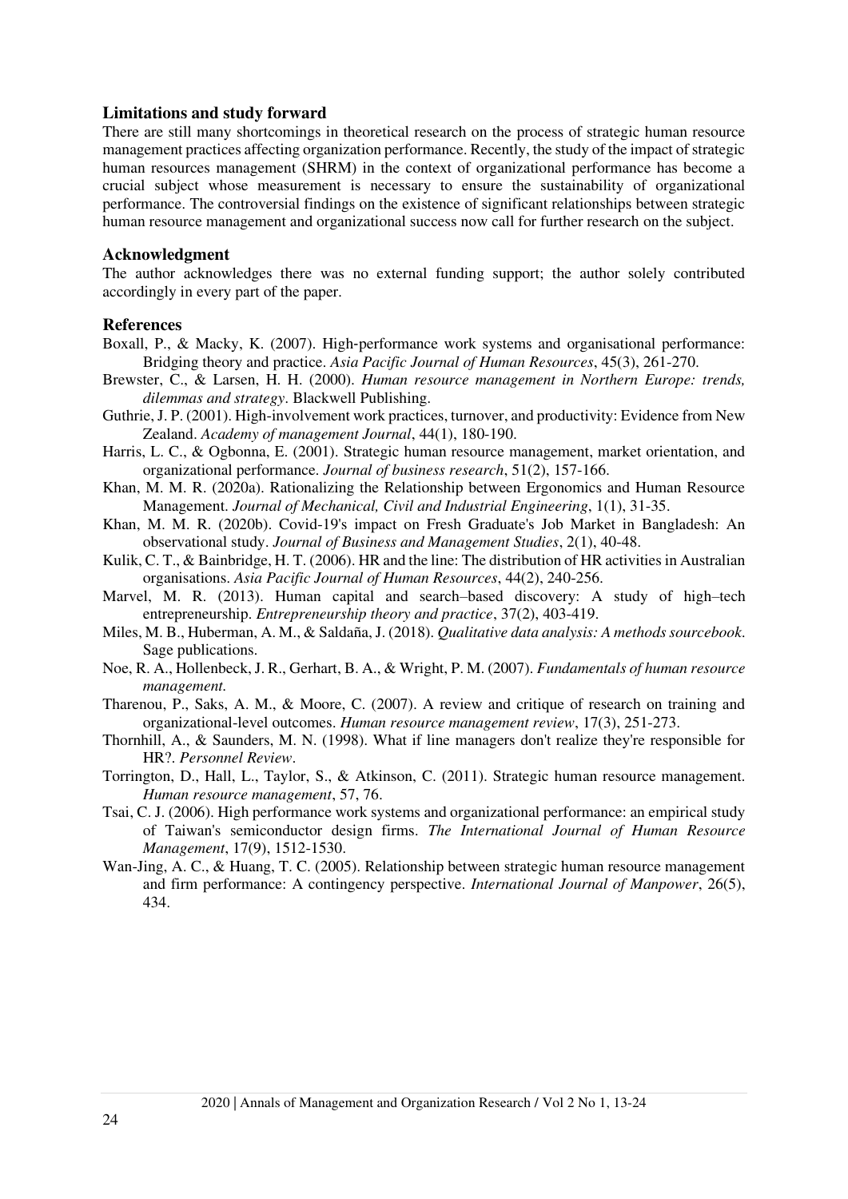## Limitations and study forward

There are still many shortcomings in theoretical research on the process of strategic human resource management practices affecting organization performance. Recently, the study of the impact of strategic human resources management (SHRM) in the context of organizational performance has become a crucial subject whose measurement is necessary to ensure the sustainability of organizational performance. The controversial findings on the existence of significant relationships between strategic human resource management and organizational success now call for further research on the subject.

## Acknowledgment

The author acknowledges there was no external funding support; the author solely contributed accordingly in every part of the paper.

## References

Boxall, P., & Macky, K. (2007). High-performance work systems and organisational performance: Bridging theory and practice. *Asia Pacific Journal of Human Resources*, 45(3), 261-270.

Brewster, C., & Larsen, H. H. (2000). *Human resource management in Northern Europe: trends, dilemmas and strategy*. Blackwell Publishing.

Guthrie, J. P. (2001). High-involvement work practices, turnover, and productivity: Evidence from New Zealand. *Academy of management Journal*, 44(1), 180-190.

Harris, L. C., & Ogbonna, E. (2001). Strategic human resource management, market orientation, and organizational performance. *Journal of business research*, 51(2), 157-166.

Khan, M. M. R. (2020a). Rationalizing the Relationship between Ergonomics and Human Resource Management. *Journal of Mechanical, Civil and Industrial Engineering*, 1(1), 31-35.

Khan, M. M. R. (2020b). Covid-19's impact on Fresh Graduate's Job Market in Bangladesh: An observational study. *Journal of Business and Management Studies*, 2(1), 40-48.

Kulik, C. T., & Bainbridge, H. T. (2006). HR and the line: The distribution of HR activities in Australian organisations. *Asia Pacific Journal of Human Resources*, 44(2), 240-256.

Marvel, M. R. (2013). Human capital and search–based discovery: A study of high–tech entrepreneurship. *Entrepreneurship theory and practice*, 37(2), 403-419.

Miles, M. B., Huberman, A. M., & Saldaña, J. (2018). *Qualitative data analysis: A methods sourcebook*. Sage publications.

Noe, R. A., Hollenbeck, J. R., Gerhart, B. A., & Wright, P. M. (2007). *Fundamentals of human resource management*.

Tharenou, P., Saks, A. M., & Moore, C. (2007). A review and critique of research on training and organizational-level outcomes. *Human resource management review*, 17(3), 251-273.

Thornhill, A., & Saunders, M. N. (1998). What if line managers don't realize they're responsible for HR?. *Personnel Review*.

Torrington, D., Hall, L., Taylor, S., & Atkinson, C. (2011). Strategic human resource management. *Human resource management*, 57, 76.

Tsai, C. J. (2006). High performance work systems and organizational performance: an empirical study of Taiwan's semiconductor design firms. *The International Journal of Human Resource Management*, 17(9), 1512-1530.

Wan-Jing, A. C., & Huang, T. C. (2005). Relationship between strategic human resource management and firm performance: A contingency perspective. *International Journal of Manpower*, 26(5), 434.